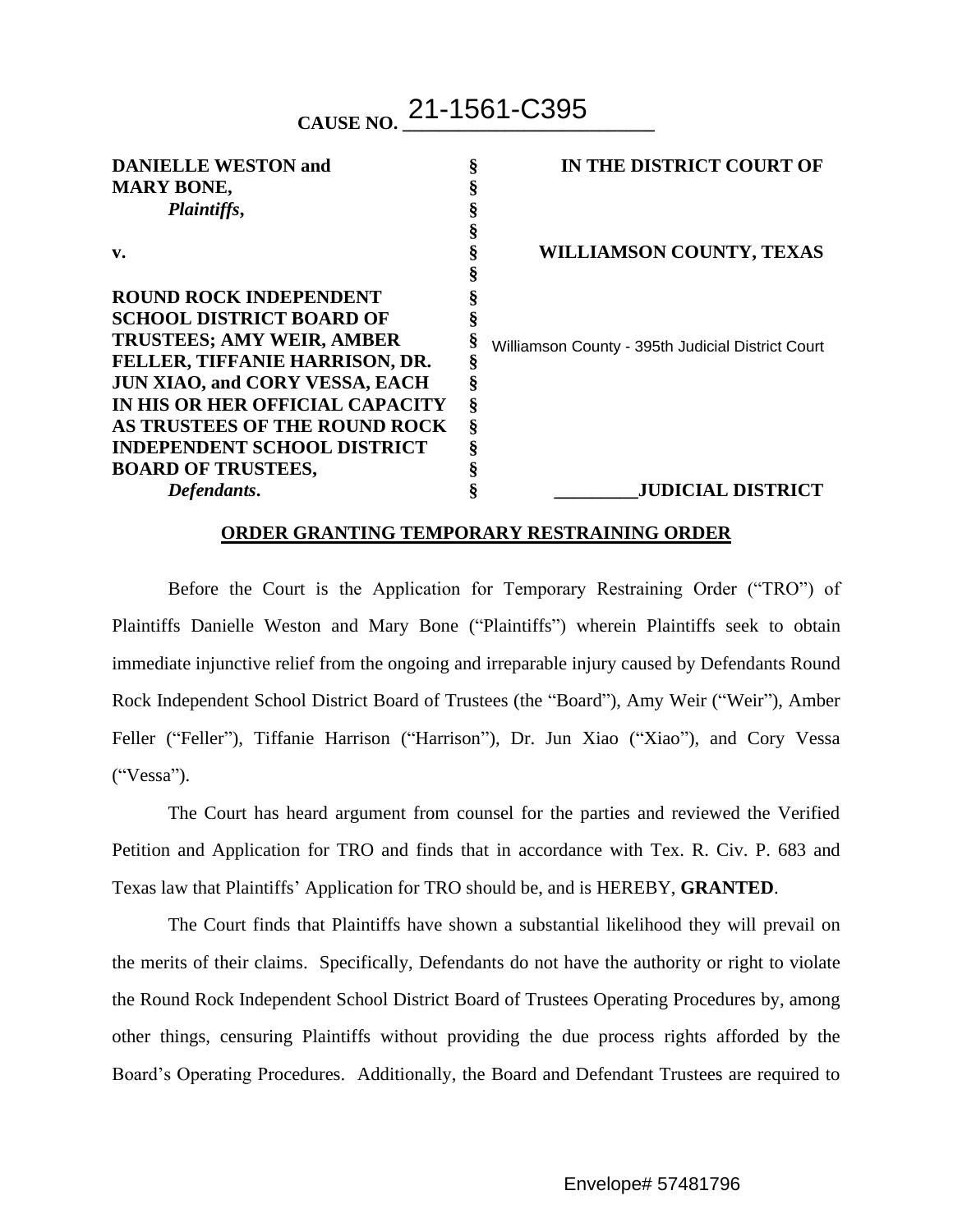**CAUSE NO. 21-1561-C395**

| | | |
|---|---|---|
| **DANIELLE WESTON and MARY BONE,** *Plaintiffs*, | § | **IN THE DISTRICT COURT OF** |
| | § | |
| **v.** | § | **WILLIAMSON COUNTY, TEXAS** |
| | § | |
| **ROUND ROCK INDEPENDENT SCHOOL DISTRICT BOARD OF TRUSTEES; AMY WEIR, AMBER FELLER, TIFFANIE HARRISON, DR. JUN XIAO, and CORY VESSA, EACH IN HIS OR HER OFFICIAL CAPACITY AS TRUSTEES OF THE ROUND ROCK INDEPENDENT SCHOOL DISTRICT BOARD OF TRUSTEES,** *Defendants*. | § | Williamson County - 395th Judicial District Court |
| | § | **\_\_\_\_\_\_\_\_\_JUDICIAL DISTRICT** |

**ORDER GRANTING TEMPORARY RESTRAINING ORDER**

Before the Court is the Application for Temporary Restraining Order ("TRO") of Plaintiffs Danielle Weston and Mary Bone ("Plaintiffs") wherein Plaintiffs seek to obtain immediate injunctive relief from the ongoing and irreparable injury caused by Defendants Round Rock Independent School District Board of Trustees (the "Board"), Amy Weir ("Weir"), Amber Feller ("Feller"), Tiffanie Harrison ("Harrison"), Dr. Jun Xiao ("Xiao"), and Cory Vessa ("Vessa").

The Court has heard argument from counsel for the parties and reviewed the Verified Petition and Application for TRO and finds that in accordance with Tex. R. Civ. P. 683 and Texas law that Plaintiffs' Application for TRO should be, and is HEREBY, **GRANTED**.

The Court finds that Plaintiffs have shown a substantial likelihood they will prevail on the merits of their claims. Specifically, Defendants do not have the authority or right to violate the Round Rock Independent School District Board of Trustees Operating Procedures by, among other things, censuring Plaintiffs without providing the due process rights afforded by the Board's Operating Procedures. Additionally, the Board and Defendant Trustees are required to

Envelope# 57481796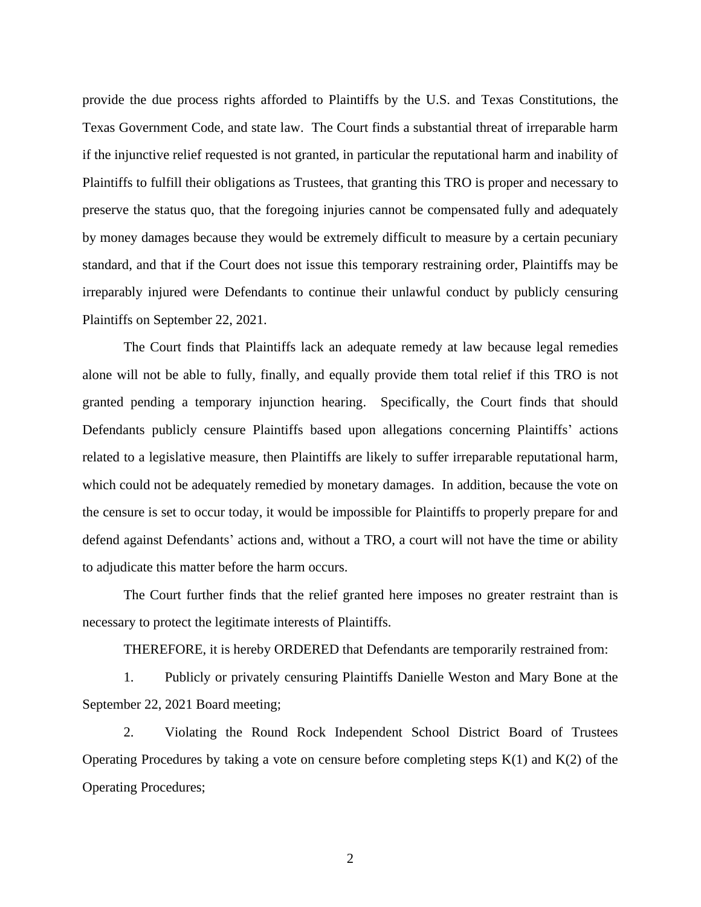provide the due process rights afforded to Plaintiffs by the U.S. and Texas Constitutions, the Texas Government Code, and state law. The Court finds a substantial threat of irreparable harm if the injunctive relief requested is not granted, in particular the reputational harm and inability of Plaintiffs to fulfill their obligations as Trustees, that granting this TRO is proper and necessary to preserve the status quo, that the foregoing injuries cannot be compensated fully and adequately by money damages because they would be extremely difficult to measure by a certain pecuniary standard, and that if the Court does not issue this temporary restraining order, Plaintiffs may be irreparably injured were Defendants to continue their unlawful conduct by publicly censuring Plaintiffs on September 22, 2021.

The Court finds that Plaintiffs lack an adequate remedy at law because legal remedies alone will not be able to fully, finally, and equally provide them total relief if this TRO is not granted pending a temporary injunction hearing. Specifically, the Court finds that should Defendants publicly censure Plaintiffs based upon allegations concerning Plaintiffs' actions related to a legislative measure, then Plaintiffs are likely to suffer irreparable reputational harm, which could not be adequately remedied by monetary damages. In addition, because the vote on the censure is set to occur today, it would be impossible for Plaintiffs to properly prepare for and defend against Defendants' actions and, without a TRO, a court will not have the time or ability to adjudicate this matter before the harm occurs.

The Court further finds that the relief granted here imposes no greater restraint than is necessary to protect the legitimate interests of Plaintiffs.

THEREFORE, it is hereby ORDERED that Defendants are temporarily restrained from:

1. Publicly or privately censuring Plaintiffs Danielle Weston and Mary Bone at the September 22, 2021 Board meeting;

2. Violating the Round Rock Independent School District Board of Trustees Operating Procedures by taking a vote on censure before completing steps K(1) and K(2) of the Operating Procedures;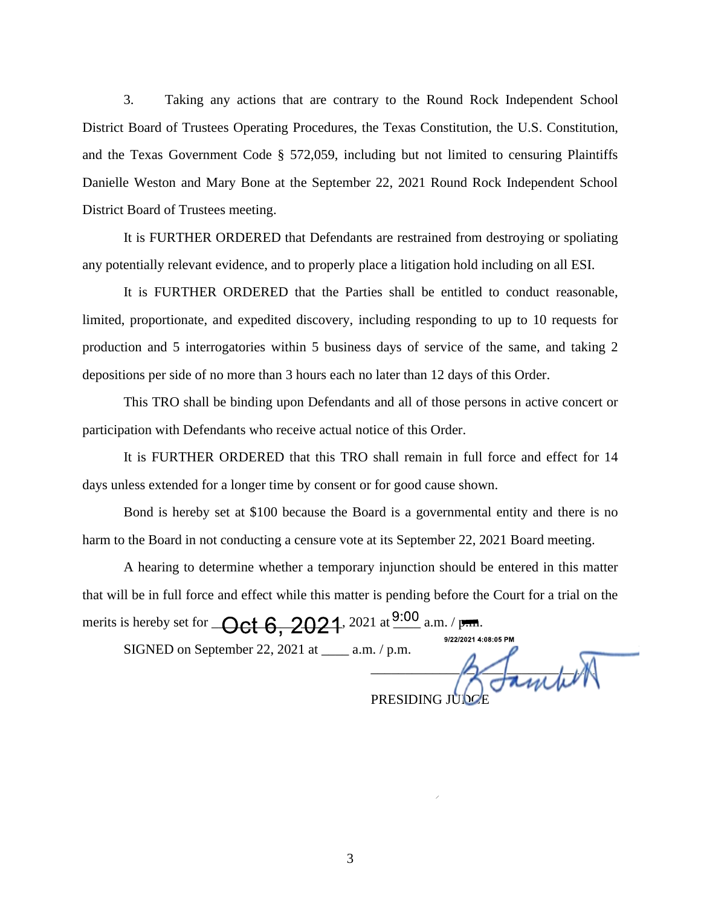3. Taking any actions that are contrary to the Round Rock Independent School District Board of Trustees Operating Procedures, the Texas Constitution, the U.S. Constitution, and the Texas Government Code § 572,059, including but not limited to censuring Plaintiffs Danielle Weston and Mary Bone at the September 22, 2021 Round Rock Independent School District Board of Trustees meeting.

It is FURTHER ORDERED that Defendants are restrained from destroying or spoliating any potentially relevant evidence, and to properly place a litigation hold including on all ESI.

It is FURTHER ORDERED that the Parties shall be entitled to conduct reasonable, limited, proportionate, and expedited discovery, including responding to up to 10 requests for production and 5 interrogatories within 5 business days of service of the same, and taking 2 depositions per side of no more than 3 hours each no later than 12 days of this Order.

This TRO shall be binding upon Defendants and all of those persons in active concert or participation with Defendants who receive actual notice of this Order.

It is FURTHER ORDERED that this TRO shall remain in full force and effect for 14 days unless extended for a longer time by consent or for good cause shown.

Bond is hereby set at $100 because the Board is a governmental entity and there is no harm to the Board in not conducting a censure vote at its September 22, 2021 Board meeting.

A hearing to determine whether a temporary injunction should be entered in this matter that will be in full force and effect while this matter is pending before the Court for a trial on the merits is hereby set for Oct 6, 2021, 2021 at 9:00 a.m. / ~~p.m.~~

SIGNED on September 22, 2021 at ____ a.m. / p.m.

9/22/2021 4:08:05 PM

______________________________

PRESIDING JUDGE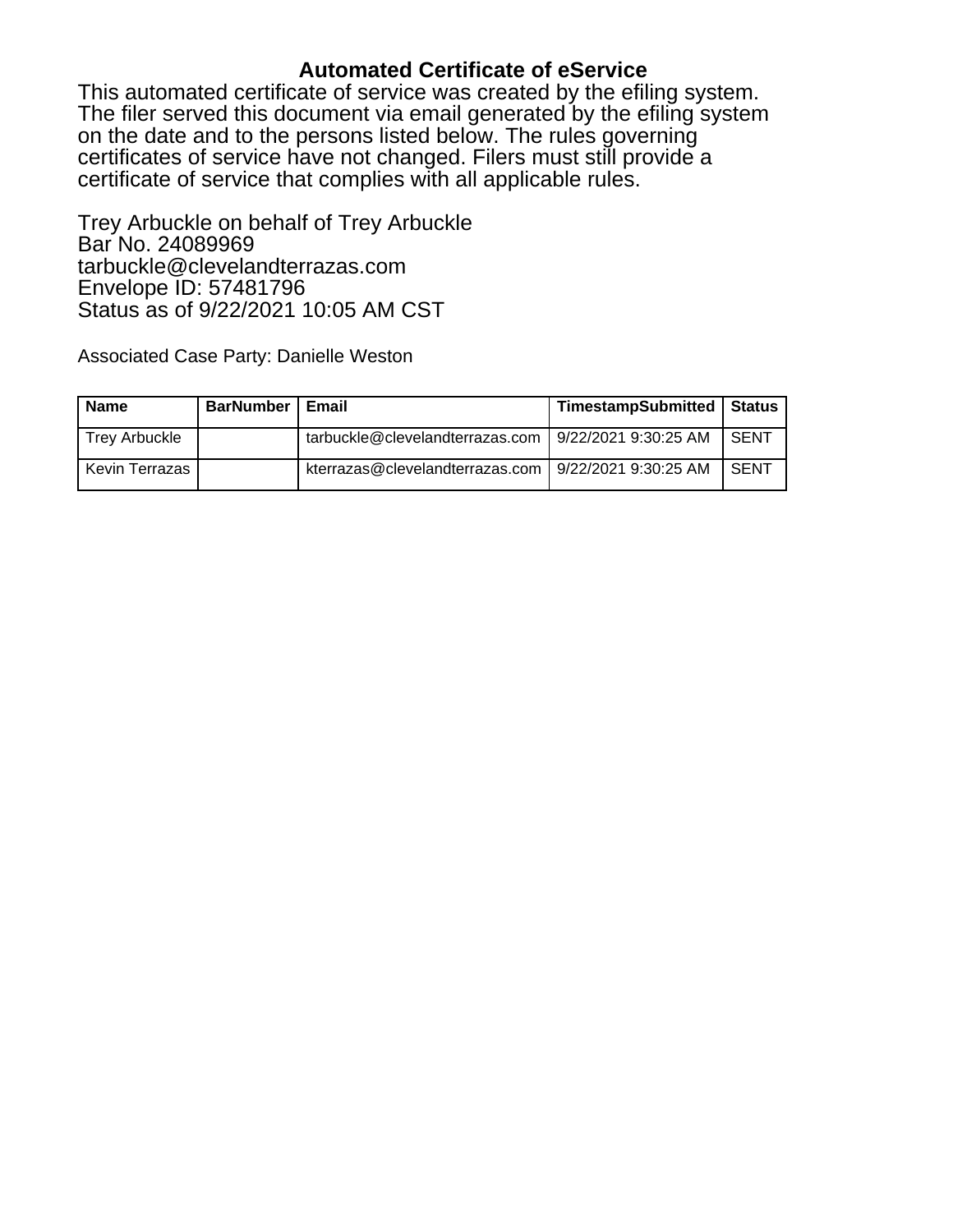# Automated Certificate of eService

This automated certificate of service was created by the efiling system. The filer served this document via email generated by the efiling system on the date and to the persons listed below. The rules governing certificates of service have not changed. Filers must still provide a certificate of service that complies with all applicable rules.

Trey Arbuckle on behalf of Trey Arbuckle
Bar No. 24089969
tarbuckle@clevelandterrazas.com
Envelope ID: 57481796
Status as of 9/22/2021 10:05 AM CST

Associated Case Party: Danielle Weston

| Name | BarNumber | Email | TimestampSubmitted | Status |
|---|---|---|---|---|
| Trey Arbuckle | | tarbuckle@clevelandterrazas.com | 9/22/2021 9:30:25 AM | SENT |
| Kevin Terrazas | | kterrazas@clevelandterrazas.com | 9/22/2021 9:30:25 AM | SENT |